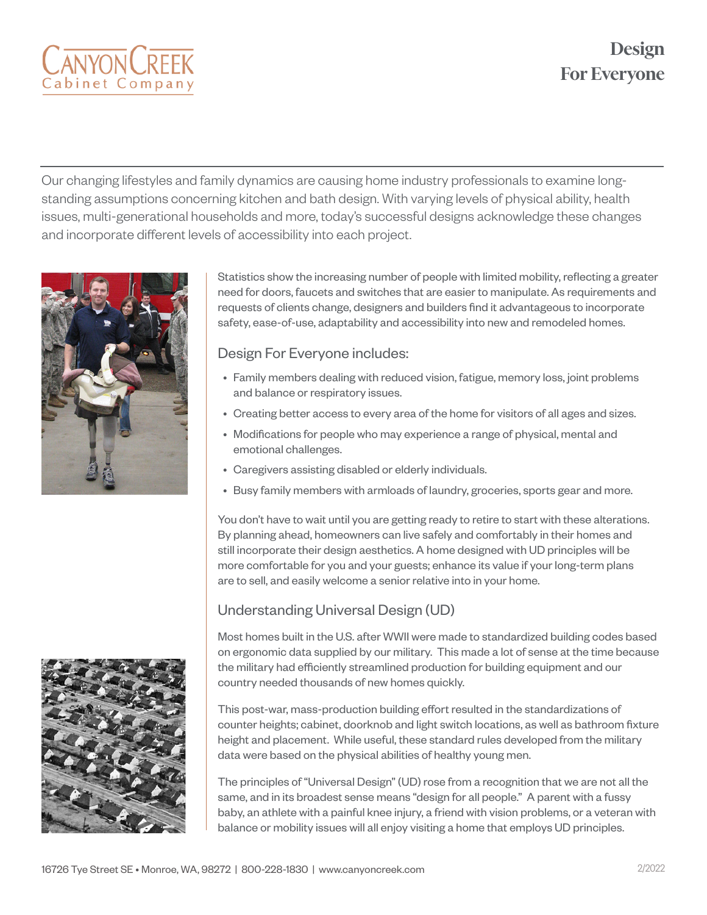Canyon Creek Cabinet Company

# Design For Everyone

Our changing lifestyles and family dynamics are causing home industry professionals to examine long-standing assumptions concerning kitchen and bath design. With varying levels of physical ability, health issues, multi-generational households and more, today's successful designs acknowledge these changes and incorporate different levels of accessibility into each project.

Statistics show the increasing number of people with limited mobility, reflecting a greater need for doors, faucets and switches that are easier to manipulate. As requirements and requests of clients change, designers and builders find it advantageous to incorporate safety, ease-of-use, adaptability and accessibility into new and remodeled homes.

## Design For Everyone includes:

- Family members dealing with reduced vision, fatigue, memory loss, joint problems and balance or respiratory issues.
- Creating better access to every area of the home for visitors of all ages and sizes.
- Modifications for people who may experience a range of physical, mental and emotional challenges.
- Caregivers assisting disabled or elderly individuals.
- Busy family members with armloads of laundry, groceries, sports gear and more.

You don't have to wait until you are getting ready to retire to start with these alterations. By planning ahead, homeowners can live safely and comfortably in their homes and still incorporate their design aesthetics. A home designed with UD principles will be more comfortable for you and your guests; enhance its value if your long-term plans are to sell, and easily welcome a senior relative into in your home.

## Understanding Universal Design (UD)

Most homes built in the U.S. after WWII were made to standardized building codes based on ergonomic data supplied by our military. This made a lot of sense at the time because the military had efficiently streamlined production for building equipment and our country needed thousands of new homes quickly.

This post-war, mass-production building effort resulted in the standardizations of counter heights; cabinet, doorknob and light switch locations, as well as bathroom fixture height and placement. While useful, these standard rules developed from the military data were based on the physical abilities of healthy young men.

The principles of "Universal Design" (UD) rose from a recognition that we are not all the same, and in its broadest sense means "design for all people." A parent with a fussy baby, an athlete with a painful knee injury, a friend with vision problems, or a veteran with balance or mobility issues will all enjoy visiting a home that employs UD principles.

16726 Tye Street SE • Monroe, WA, 98272 | 800-228-1830 | www.canyoncreek.com

2/2022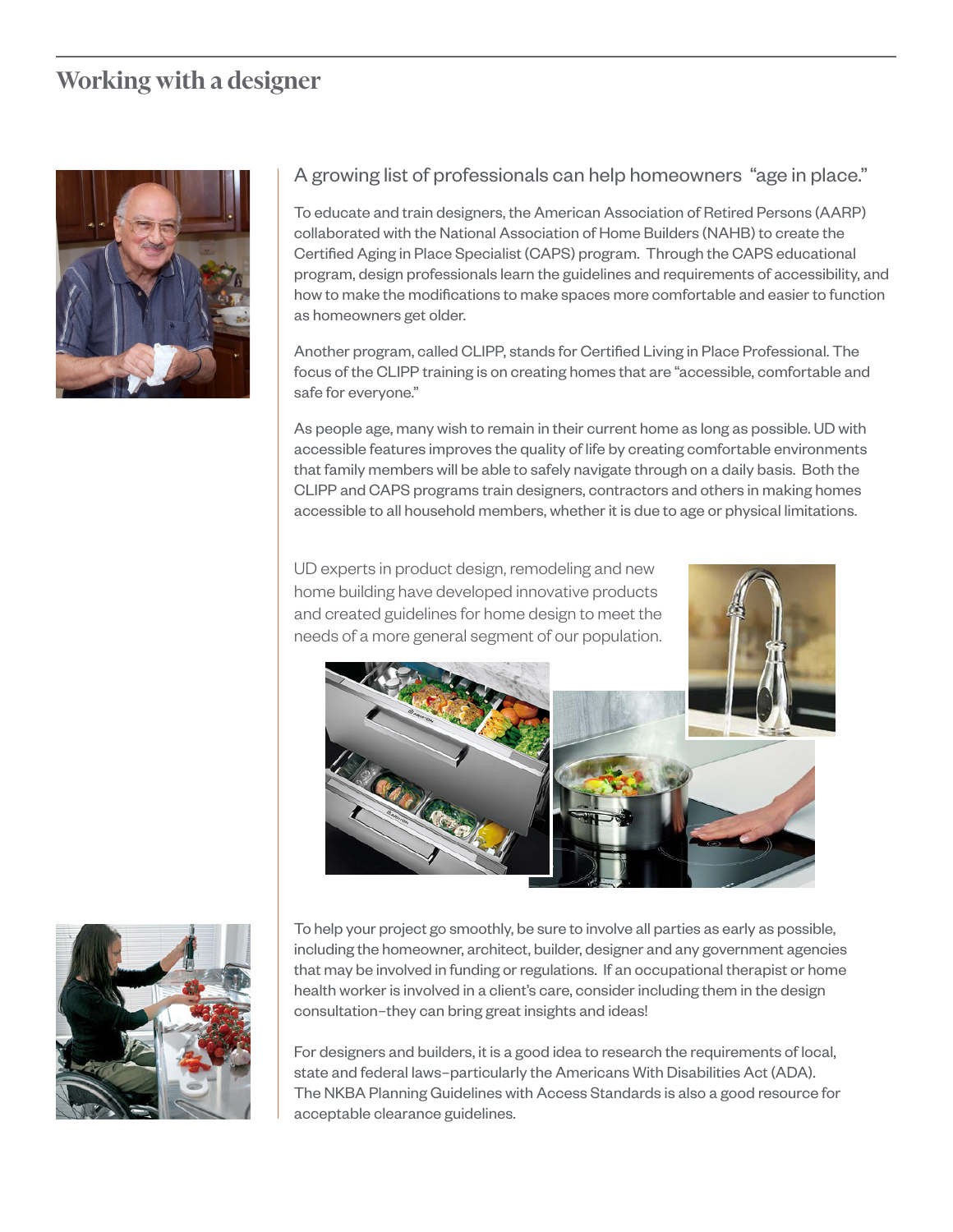# Working with a designer

## A growing list of professionals can help homeowners "age in place."

To educate and train designers, the American Association of Retired Persons (AARP) collaborated with the National Association of Home Builders (NAHB) to create the Certified Aging in Place Specialist (CAPS) program. Through the CAPS educational program, design professionals learn the guidelines and requirements of accessibility, and how to make the modifications to make spaces more comfortable and easier to function as homeowners get older.

Another program, called CLIPP, stands for Certified Living in Place Professional. The focus of the CLIPP training is on creating homes that are "accessible, comfortable and safe for everyone."

As people age, many wish to remain in their current home as long as possible. UD with accessible features improves the quality of life by creating comfortable environments that family members will be able to safely navigate through on a daily basis. Both the CLIPP and CAPS programs train designers, contractors and others in making homes accessible to all household members, whether it is due to age or physical limitations.

UD experts in product design, remodeling and new home building have developed innovative products and created guidelines for home design to meet the needs of a more general segment of our population.

To help your project go smoothly, be sure to involve all parties as early as possible, including the homeowner, architect, builder, designer and any government agencies that may be involved in funding or regulations. If an occupational therapist or home health worker is involved in a client's care, consider including them in the design consultation–they can bring great insights and ideas!

For designers and builders, it is a good idea to research the requirements of local, state and federal laws–particularly the Americans With Disabilities Act (ADA). The NKBA Planning Guidelines with Access Standards is also a good resource for acceptable clearance guidelines.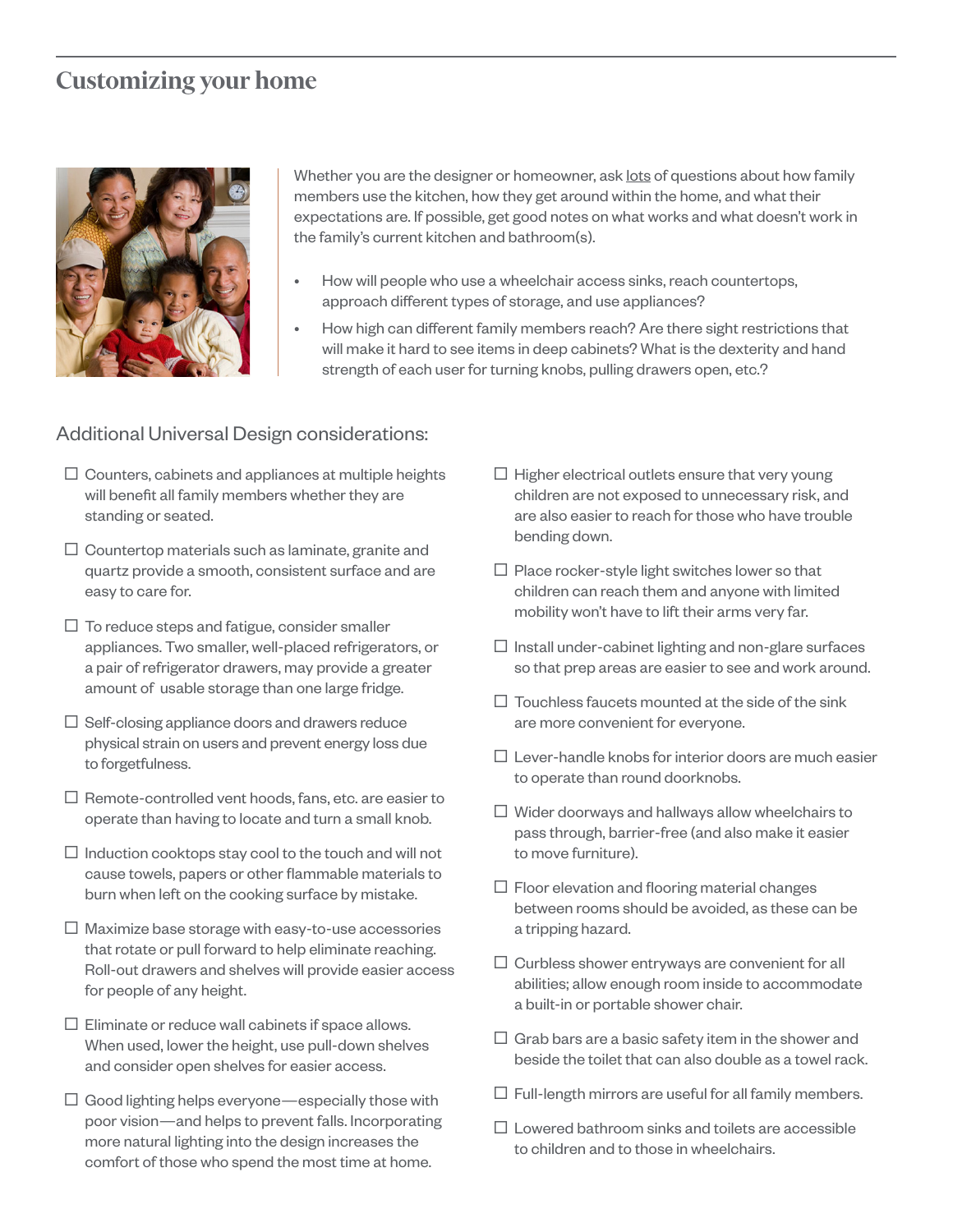# Customizing your home

Whether you are the designer or homeowner, ask lots of questions about how family members use the kitchen, how they get around within the home, and what their expectations are. If possible, get good notes on what works and what doesn't work in the family's current kitchen and bathroom(s).

- How will people who use a wheelchair access sinks, reach countertops, approach different types of storage, and use appliances?
- How high can different family members reach? Are there sight restrictions that will make it hard to see items in deep cabinets? What is the dexterity and hand strength of each user for turning knobs, pulling drawers open, etc.?

## Additional Universal Design considerations:

- ☐ Counters, cabinets and appliances at multiple heights will benefit all family members whether they are standing or seated.
- ☐ Countertop materials such as laminate, granite and quartz provide a smooth, consistent surface and are easy to care for.
- ☐ To reduce steps and fatigue, consider smaller appliances. Two smaller, well-placed refrigerators, or a pair of refrigerator drawers, may provide a greater amount of usable storage than one large fridge.
- ☐ Self-closing appliance doors and drawers reduce physical strain on users and prevent energy loss due to forgetfulness.
- ☐ Remote-controlled vent hoods, fans, etc. are easier to operate than having to locate and turn a small knob.
- ☐ Induction cooktops stay cool to the touch and will not cause towels, papers or other flammable materials to burn when left on the cooking surface by mistake.
- ☐ Maximize base storage with easy-to-use accessories that rotate or pull forward to help eliminate reaching. Roll-out drawers and shelves will provide easier access for people of any height.
- ☐ Eliminate or reduce wall cabinets if space allows. When used, lower the height, use pull-down shelves and consider open shelves for easier access.
- ☐ Good lighting helps everyone—especially those with poor vision—and helps to prevent falls. Incorporating more natural lighting into the design increases the comfort of those who spend the most time at home.
- ☐ Higher electrical outlets ensure that very young children are not exposed to unnecessary risk, and are also easier to reach for those who have trouble bending down.
- ☐ Place rocker-style light switches lower so that children can reach them and anyone with limited mobility won't have to lift their arms very far.
- ☐ Install under-cabinet lighting and non-glare surfaces so that prep areas are easier to see and work around.
- ☐ Touchless faucets mounted at the side of the sink are more convenient for everyone.
- ☐ Lever-handle knobs for interior doors are much easier to operate than round doorknobs.
- ☐ Wider doorways and hallways allow wheelchairs to pass through, barrier-free (and also make it easier to move furniture).
- ☐ Floor elevation and flooring material changes between rooms should be avoided, as these can be a tripping hazard.
- ☐ Curbless shower entryways are convenient for all abilities; allow enough room inside to accommodate a built-in or portable shower chair.
- ☐ Grab bars are a basic safety item in the shower and beside the toilet that can also double as a towel rack.
- ☐ Full-length mirrors are useful for all family members.
- ☐ Lowered bathroom sinks and toilets are accessible to children and to those in wheelchairs.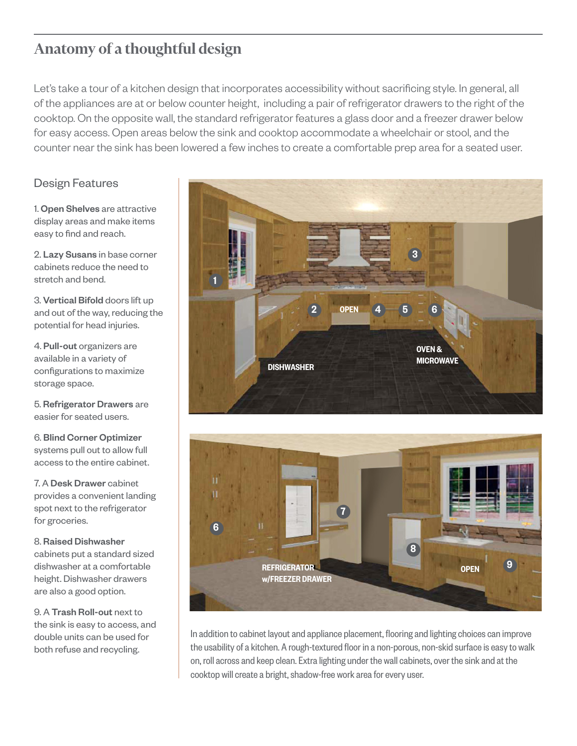## Anatomy of a thoughtful design

Let's take a tour of a kitchen design that incorporates accessibility without sacrificing style. In general, all of the appliances are at or below counter height, including a pair of refrigerator drawers to the right of the cooktop. On the opposite wall, the standard refrigerator features a glass door and a freezer drawer below for easy access. Open areas below the sink and cooktop accommodate a wheelchair or stool, and the counter near the sink has been lowered a few inches to create a comfortable prep area for a seated user.

### Design Features

1. **Open Shelves** are attractive display areas and make items easy to find and reach.

2. **Lazy Susans** in base corner cabinets reduce the need to stretch and bend.

3. **Vertical Bifold** doors lift up and out of the way, reducing the potential for head injuries.

4. **Pull-out** organizers are available in a variety of configurations to maximize storage space.

5. **Refrigerator Drawers** are easier for seated users.

6. **Blind Corner Optimizer** systems pull out to allow full access to the entire cabinet.

7. A **Desk Drawer** cabinet provides a convenient landing spot next to the refrigerator for groceries.

8. **Raised Dishwasher** cabinets put a standard sized dishwasher at a comfortable height. Dishwasher drawers are also a good option.

9. A **Trash Roll-out** next to the sink is easy to access, and double units can be used for both refuse and recycling.

In addition to cabinet layout and appliance placement, flooring and lighting choices can improve the usability of a kitchen. A rough-textured floor in a non-porous, non-skid surface is easy to walk on, roll across and keep clean. Extra lighting under the wall cabinets, over the sink and at the cooktop will create a bright, shadow-free work area for every user.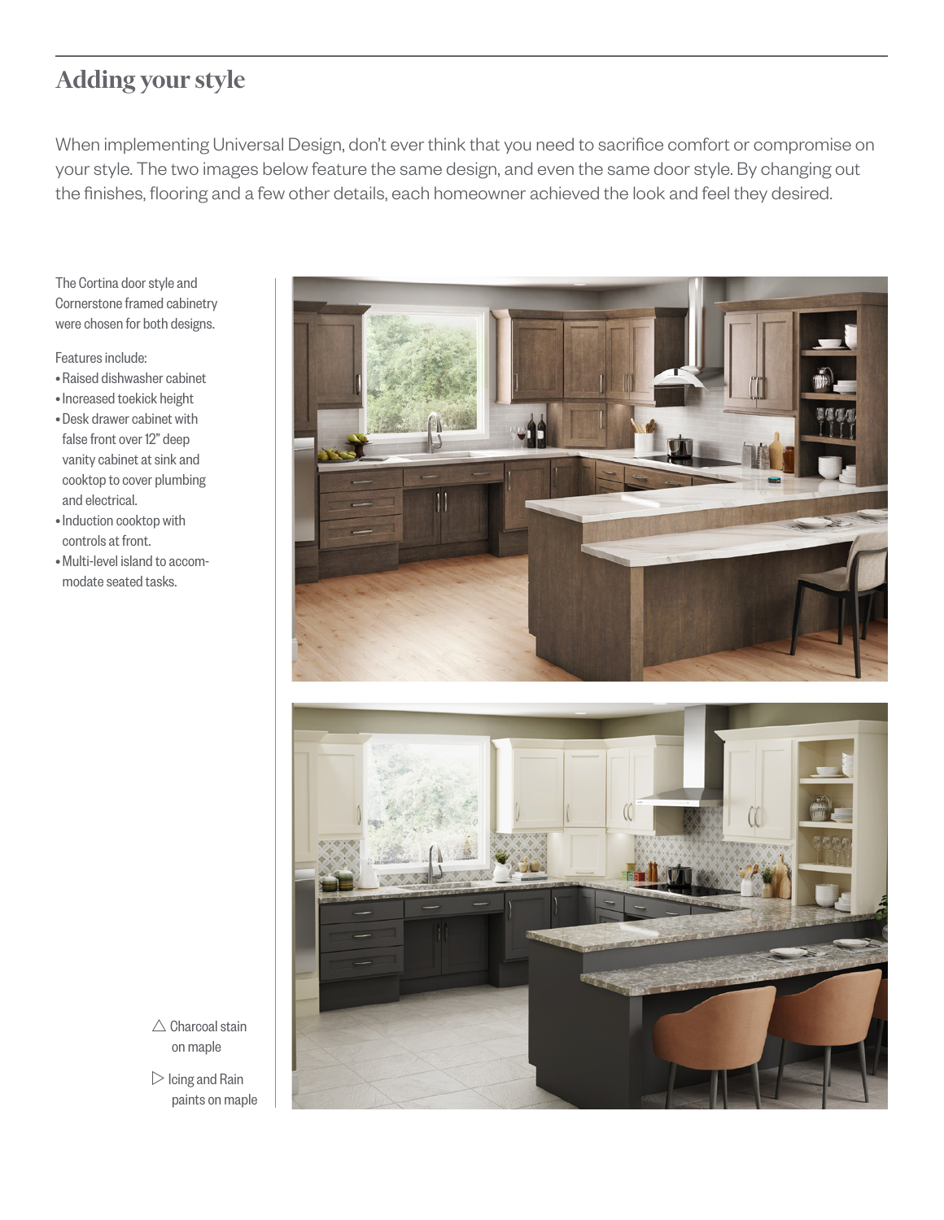## Adding your style

When implementing Universal Design, don't ever think that you need to sacrifice comfort or compromise on your style. The two images below feature the same design, and even the same door style. By changing out the finishes, flooring and a few other details, each homeowner achieved the look and feel they desired.

The Cortina door style and Cornerstone framed cabinetry were chosen for both designs.

Features include:

- Raised dishwasher cabinet
- Increased toekick height
- Desk drawer cabinet with false front over 12" deep vanity cabinet at sink and cooktop to cover plumbing and electrical.
- Induction cooktop with controls at front.
- Multi-level island to accommodate seated tasks.

△ Charcoal stain on maple

▷ Icing and Rain paints on maple